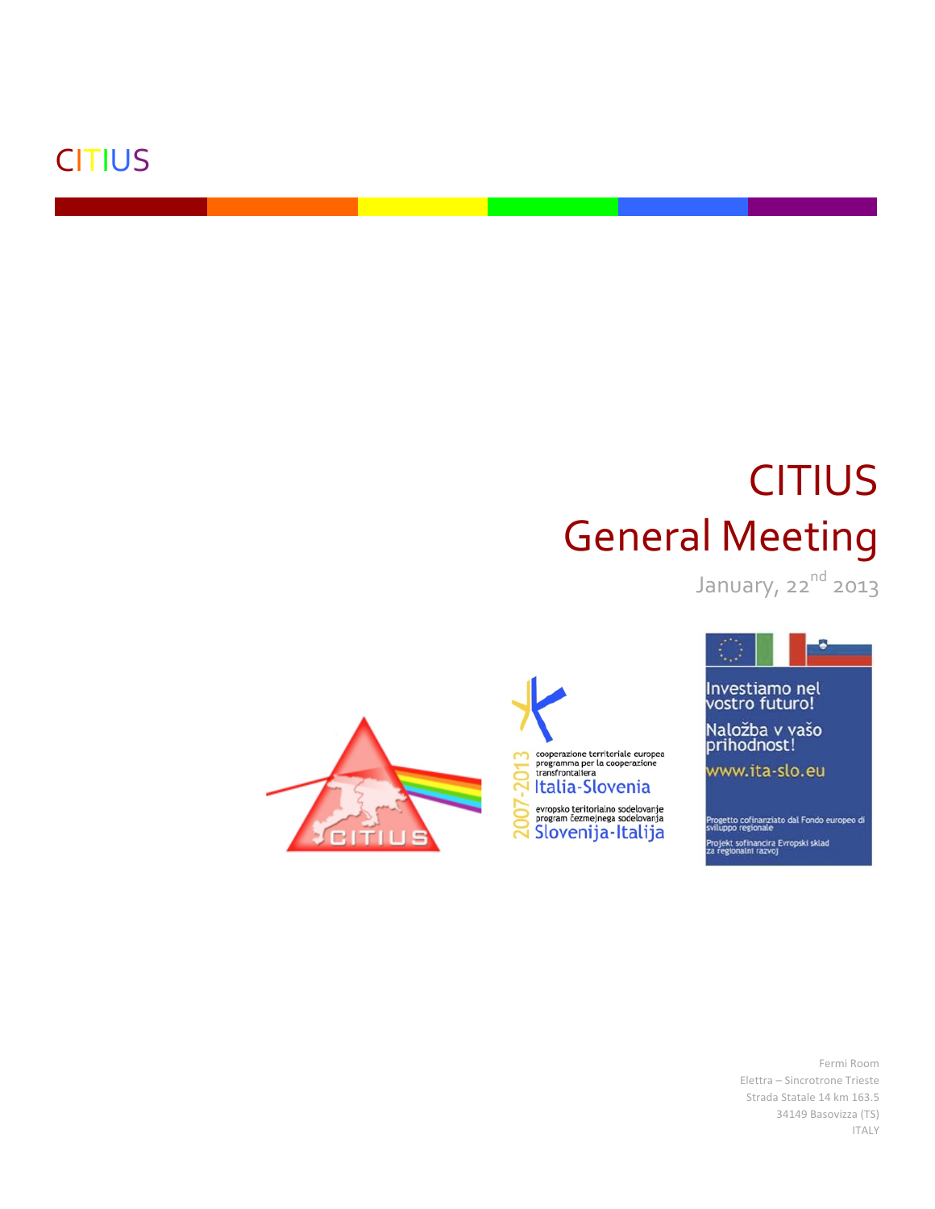CITIUS

# CITIUS General Meeting

January, 22nd 2013

Fermi Room
Elettra – Sincrotrone Trieste
Strada Statale 14 km 163.5
34149 Basovizza (TS)
ITALY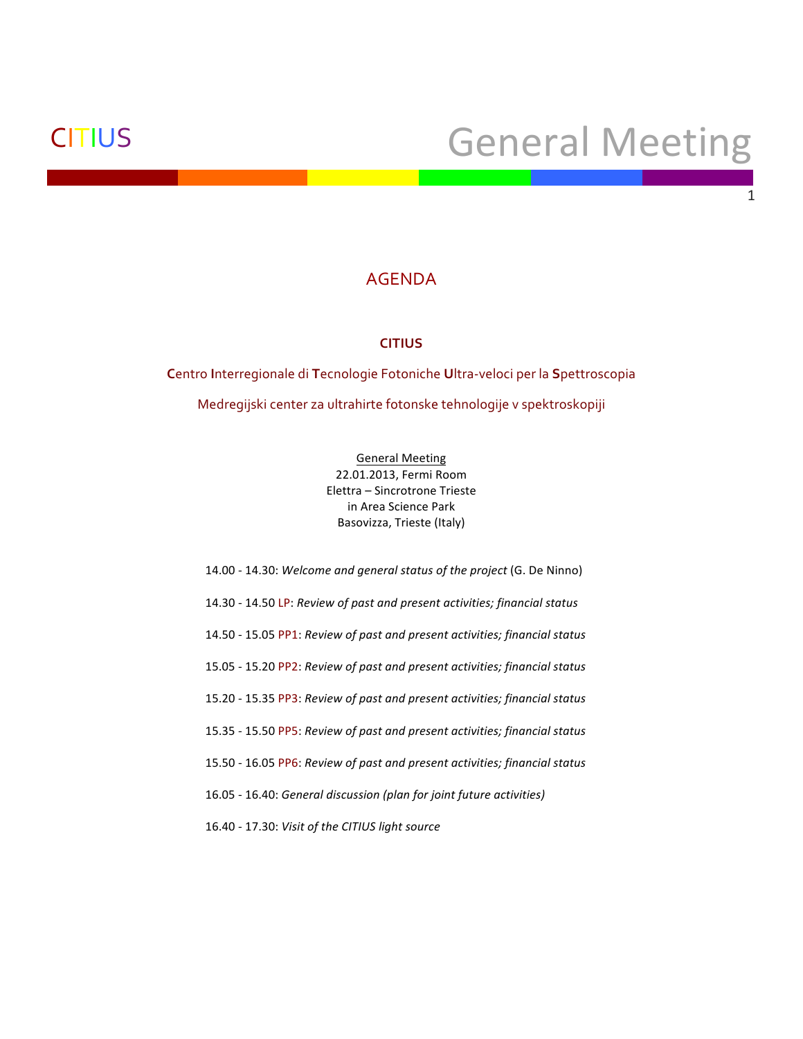# AGENDA

**CITIUS**

**C**entro **I**nterregionale di **T**ecnologie Fotoniche **U**ltra-veloci per la **S**pettroscopia

Medregijski center za ultrahirte fotonske tehnologije v spektroskopiji

General Meeting
22.01.2013, Fermi Room
Elettra – Sincrotrone Trieste
in Area Science Park
Basovizza, Trieste (Italy)

14.00 - 14.30: *Welcome and general status of the project* (G. De Ninno)

14.30 - 14.50 LP: *Review of past and present activities; financial status*

14.50 - 15.05 PP1: *Review of past and present activities; financial status*

15.05 - 15.20 PP2: *Review of past and present activities; financial status*

15.20 - 15.35 PP3: *Review of past and present activities; financial status*

15.35 - 15.50 PP5: *Review of past and present activities; financial status*

15.50 - 16.05 PP6: *Review of past and present activities; financial status*

16.05 - 16.40: *General discussion (plan for joint future activities)*

16.40 - 17.30: *Visit of the CITIUS light source*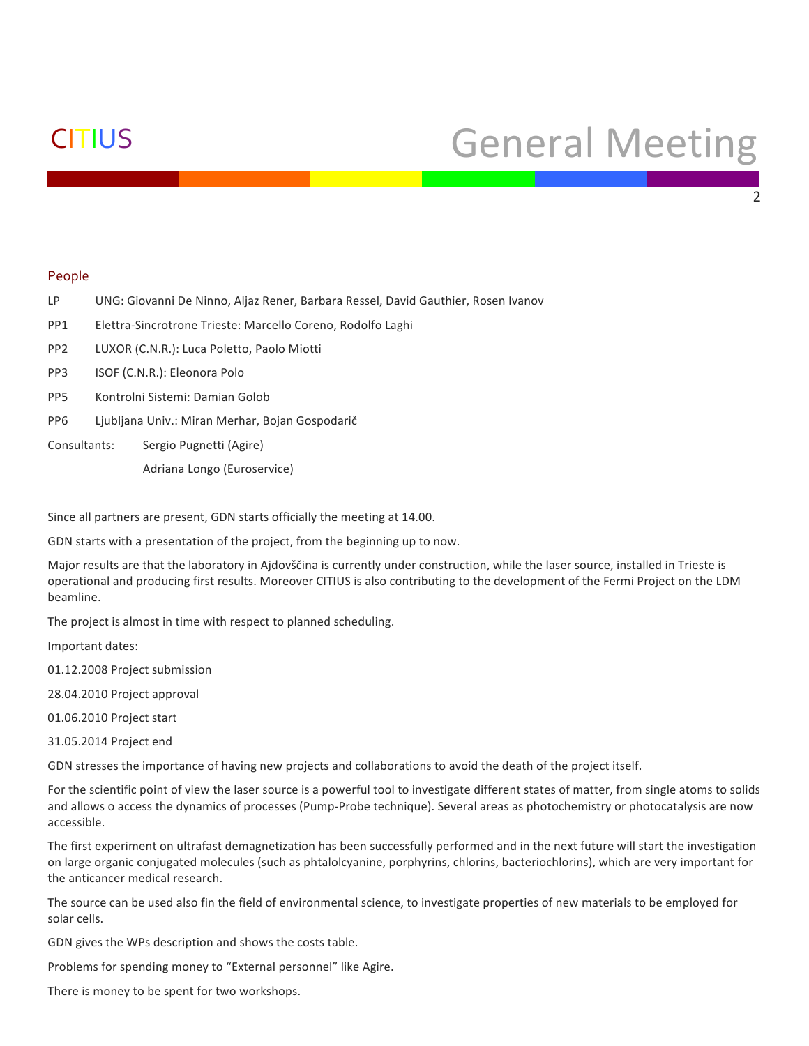## People

LP UNG: Giovanni De Ninno, Aljaz Rener, Barbara Ressel, David Gauthier, Rosen Ivanov

PP1 Elettra-Sincrotrone Trieste: Marcello Coreno, Rodolfo Laghi

PP2 LUXOR (C.N.R.): Luca Poletto, Paolo Miotti

PP3 ISOF (C.N.R.): Eleonora Polo

PP5 Kontrolni Sistemi: Damian Golob

PP6 Ljubljana Univ.: Miran Merhar, Bojan Gospodarič

Consultants: Sergio Pugnetti (Agire)

Adriana Longo (Euroservice)

Since all partners are present, GDN starts officially the meeting at 14.00.

GDN starts with a presentation of the project, from the beginning up to now.

Major results are that the laboratory in Ajdovščina is currently under construction, while the laser source, installed in Trieste is operational and producing first results. Moreover CITIUS is also contributing to the development of the Fermi Project on the LDM beamline.

The project is almost in time with respect to planned scheduling.

Important dates:

01.12.2008 Project submission

28.04.2010 Project approval

01.06.2010 Project start

31.05.2014 Project end

GDN stresses the importance of having new projects and collaborations to avoid the death of the project itself.

For the scientific point of view the laser source is a powerful tool to investigate different states of matter, from single atoms to solids and allows o access the dynamics of processes (Pump-Probe technique). Several areas as photochemistry or photocatalysis are now accessible.

The first experiment on ultrafast demagnetization has been successfully performed and in the next future will start the investigation on large organic conjugated molecules (such as phtalolcyanine, porphyrins, chlorins, bacteriochlorins), which are very important for the anticancer medical research.

The source can be used also fin the field of environmental science, to investigate properties of new materials to be employed for solar cells.

GDN gives the WPs description and shows the costs table.

Problems for spending money to "External personnel" like Agire.

There is money to be spent for two workshops.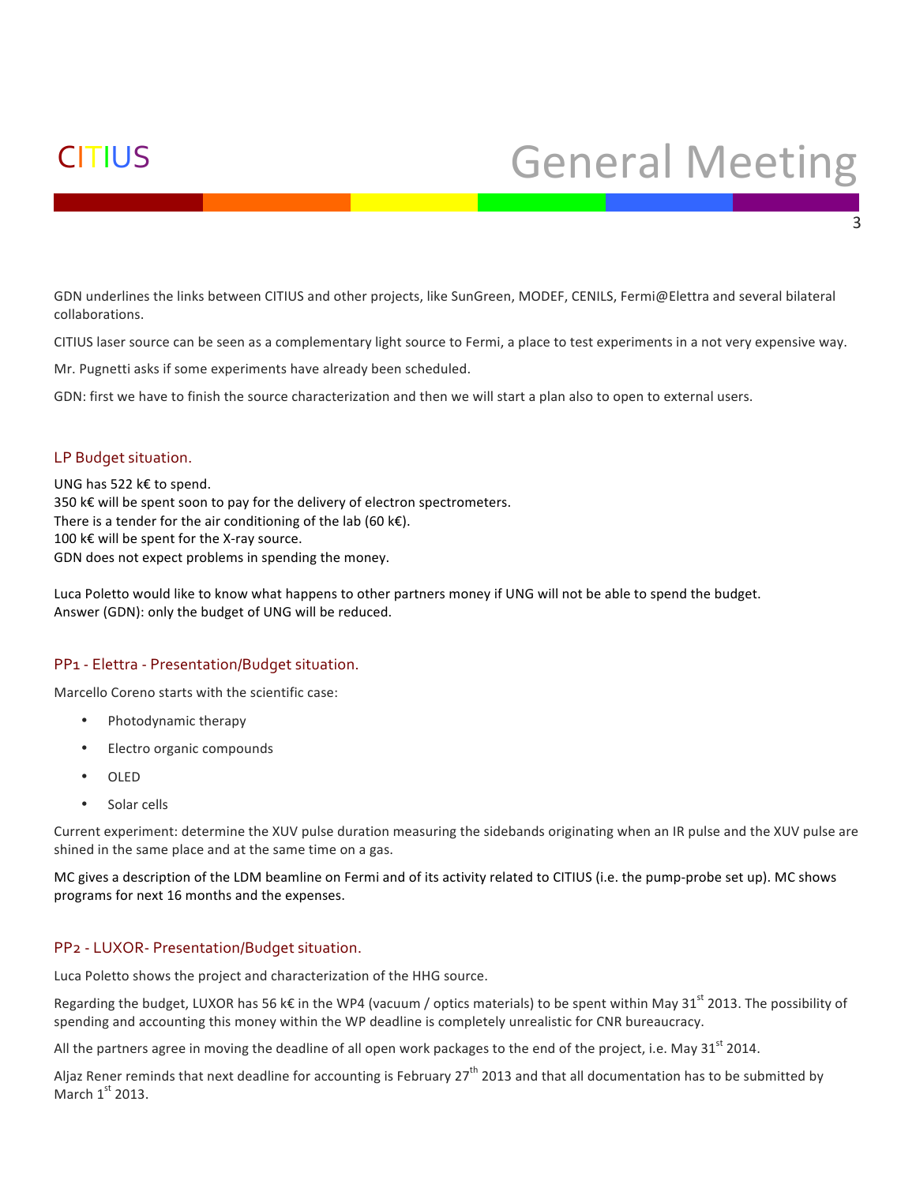GDN underlines the links between CITIUS and other projects, like SunGreen, MODEF, CENILS, Fermi@Elettra and several bilateral collaborations.

CITIUS laser source can be seen as a complementary light source to Fermi, a place to test experiments in a not very expensive way.

Mr. Pugnetti asks if some experiments have already been scheduled.

GDN: first we have to finish the source characterization and then we will start a plan also to open to external users.

### LP Budget situation.

UNG has 522 k€ to spend.
350 k€ will be spent soon to pay for the delivery of electron spectrometers.
There is a tender for the air conditioning of the lab (60 k€).
100 k€ will be spent for the X-ray source.
GDN does not expect problems in spending the money.

Luca Poletto would like to know what happens to other partners money if UNG will not be able to spend the budget.
Answer (GDN): only the budget of UNG will be reduced.

### PP1 - Elettra - Presentation/Budget situation.

Marcello Coreno starts with the scientific case:

- Photodynamic therapy
- Electro organic compounds
- OLED
- Solar cells

Current experiment: determine the XUV pulse duration measuring the sidebands originating when an IR pulse and the XUV pulse are shined in the same place and at the same time on a gas.

MC gives a description of the LDM beamline on Fermi and of its activity related to CITIUS (i.e. the pump-probe set up). MC shows programs for next 16 months and the expenses.

### PP2 - LUXOR- Presentation/Budget situation.

Luca Poletto shows the project and characterization of the HHG source.

Regarding the budget, LUXOR has 56 k€ in the WP4 (vacuum / optics materials) to be spent within May 31st 2013. The possibility of spending and accounting this money within the WP deadline is completely unrealistic for CNR bureaucracy.

All the partners agree in moving the deadline of all open work packages to the end of the project, i.e. May 31st 2014.

Aljaz Rener reminds that next deadline for accounting is February 27th 2013 and that all documentation has to be submitted by March 1st 2013.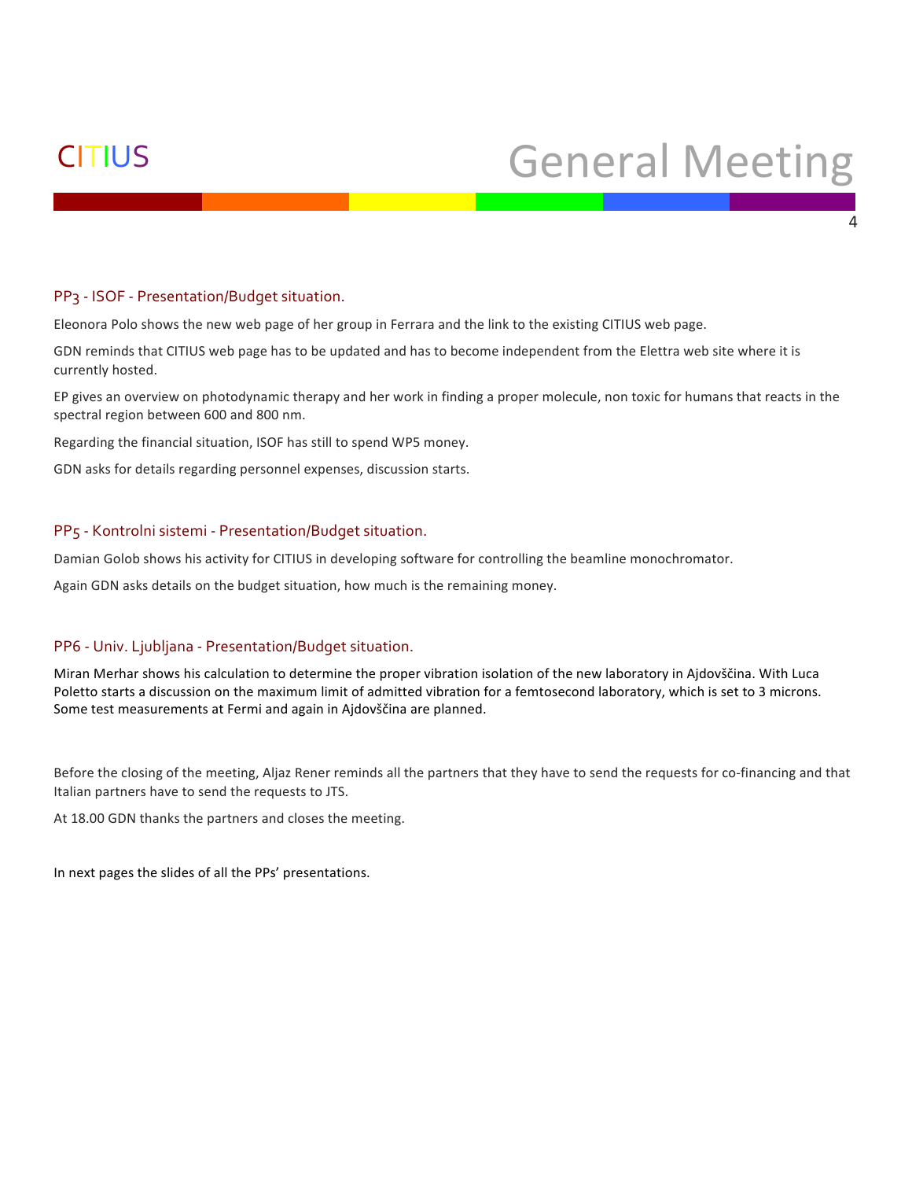### PP3 - ISOF - Presentation/Budget situation.

Eleonora Polo shows the new web page of her group in Ferrara and the link to the existing CITIUS web page.

GDN reminds that CITIUS web page has to be updated and has to become independent from the Elettra web site where it is currently hosted.

EP gives an overview on photodynamic therapy and her work in finding a proper molecule, non toxic for humans that reacts in the spectral region between 600 and 800 nm.

Regarding the financial situation, ISOF has still to spend WP5 money.

GDN asks for details regarding personnel expenses, discussion starts.

### PP5 - Kontrolni sistemi - Presentation/Budget situation.

Damian Golob shows his activity for CITIUS in developing software for controlling the beamline monochromator.

Again GDN asks details on the budget situation, how much is the remaining money.

### PP6 - Univ. Ljubljana - Presentation/Budget situation.

Miran Merhar shows his calculation to determine the proper vibration isolation of the new laboratory in Ajdovščina. With Luca Poletto starts a discussion on the maximum limit of admitted vibration for a femtosecond laboratory, which is set to 3 microns. Some test measurements at Fermi and again in Ajdovščina are planned.

Before the closing of the meeting, Aljaz Rener reminds all the partners that they have to send the requests for co-financing and that Italian partners have to send the requests to JTS.

At 18.00 GDN thanks the partners and closes the meeting.

In next pages the slides of all the PPs' presentations.